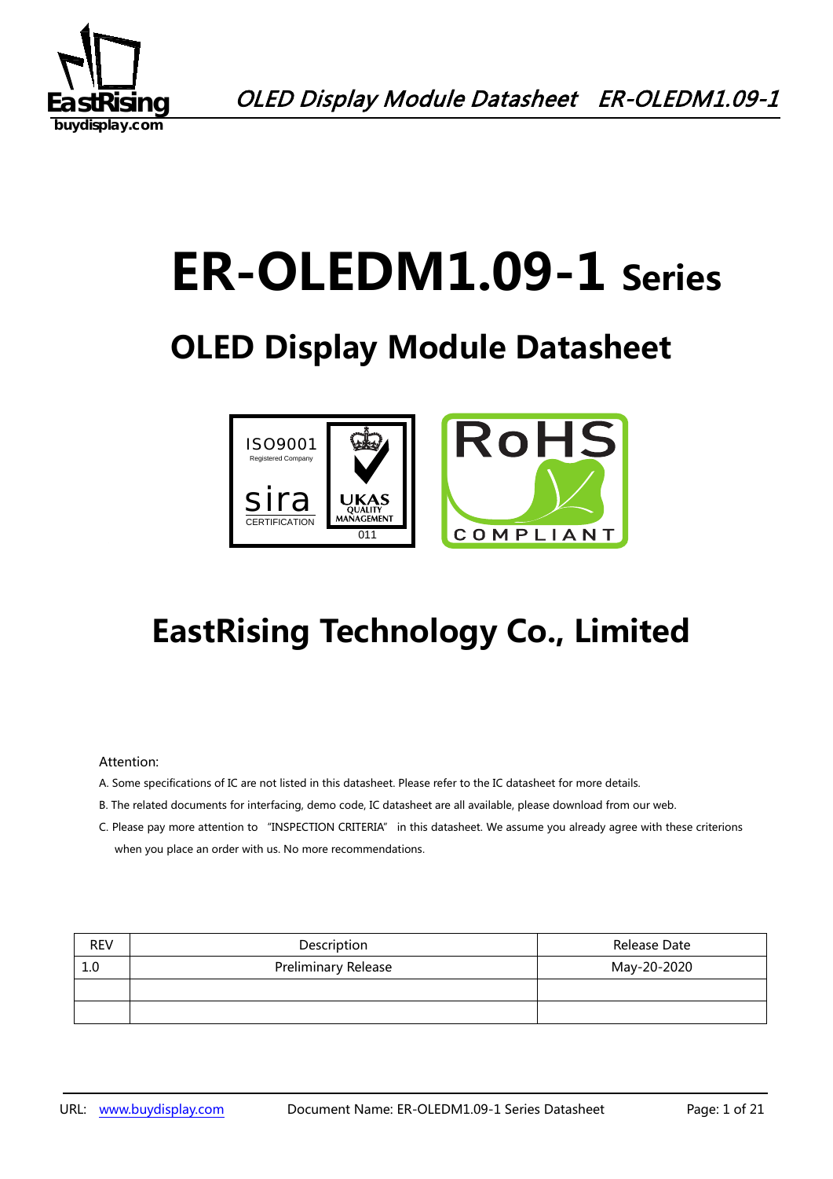# ER-OLEDM1.09-1 Series

## OLED Display Module Datasheet

## EastRising Technology Co., Limited

Attention:

A. Some specifications of IC are not listed in this datasheet. Please refer to the IC datasheet for more details.

B. The related documents for interfacing, demo code, IC datasheet are all available, please download from our web.

C. Please pay more attention to "INSPECTION CRITERIA" in this datasheet. We assume you already agree with these criterions when you place an order with us. No more recommendations.

| REV | Description | Release Date |
|---|---|---|
| 1.0 | Preliminary Release | May-20-2020 |
| | | |
| | | |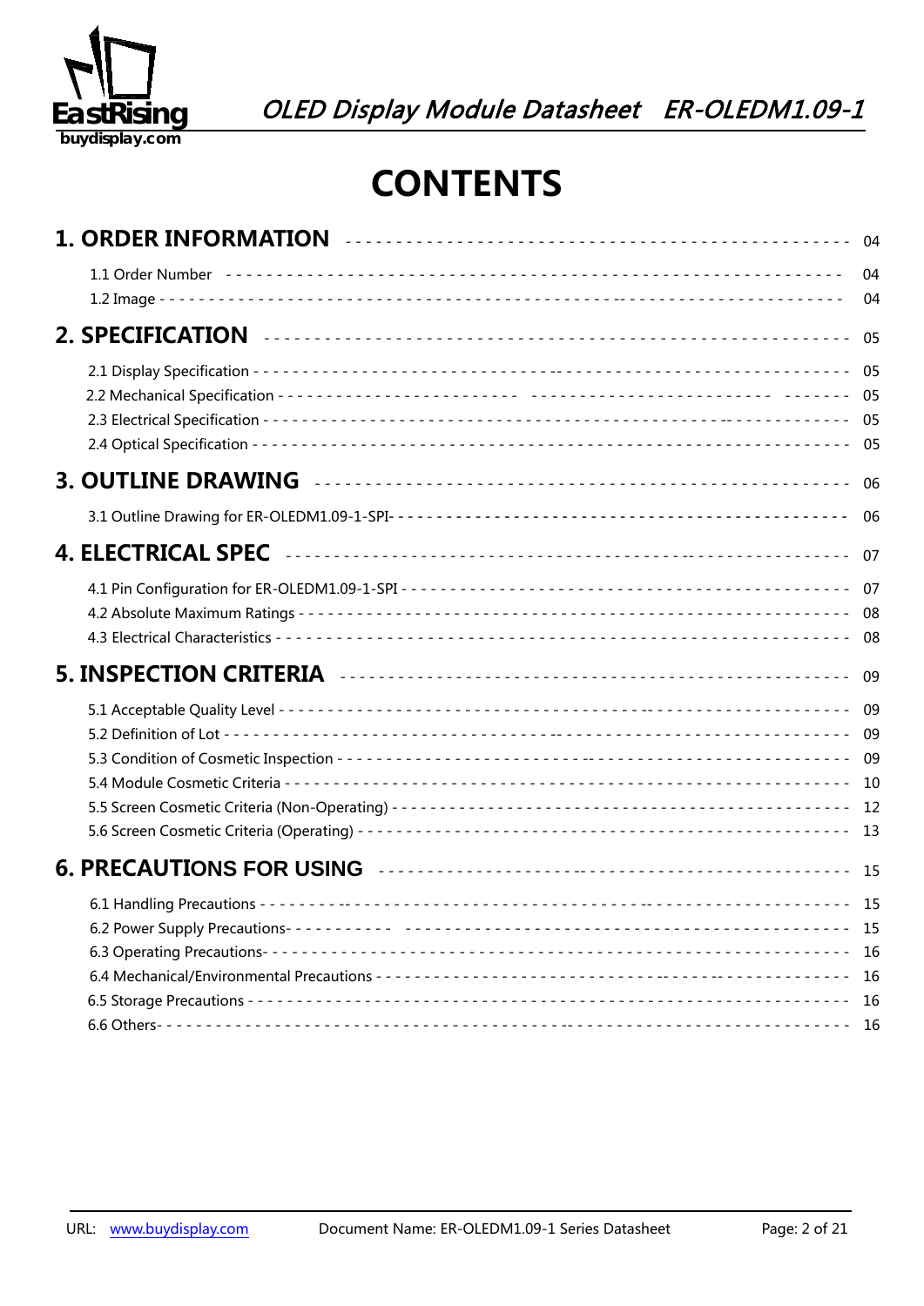# CONTENTS

**1. ORDER INFORMATION** ---------------------------------------------- 04

1.1 Order Number ---------------------------------------------- 04
1.2 Image ---------------------------------------------- 04

**2. SPECIFICATION** ---------------------------------------------- 05

2.1 Display Specification ---------------------------------------------- 05
2.2 Mechanical Specification ---------------------------------------------- 05
2.3 Electrical Specification ---------------------------------------------- 05
2.4 Optical Specification ---------------------------------------------- 05

**3. OUTLINE DRAWING** ---------------------------------------------- 06

3.1 Outline Drawing for ER-OLEDM1.09-1-SPI---------------------------------------------- 06

**4. ELECTRICAL SPEC** ---------------------------------------------- 07

4.1 Pin Configuration for ER-OLEDM1.09-1-SPI ---------------------------------------------- 07
4.2 Absolute Maximum Ratings ---------------------------------------------- 08
4.3 Electrical Characteristics ---------------------------------------------- 08

**5. INSPECTION CRITERIA** ---------------------------------------------- 09

5.1 Acceptable Quality Level ---------------------------------------------- 09
5.2 Definition of Lot ---------------------------------------------- 09
5.3 Condition of Cosmetic Inspection ---------------------------------------------- 09
5.4 Module Cosmetic Criteria ---------------------------------------------- 10
5.5 Screen Cosmetic Criteria (Non-Operating) ---------------------------------------------- 12
5.6 Screen Cosmetic Criteria (Operating) ---------------------------------------------- 13

**6. PRECAUTIONS FOR USING** ---------------------------------------------- 15

6.1 Handling Precautions ---------------------------------------------- 15
6.2 Power Supply Precautions---------------------------------------------- 15
6.3 Operating Precautions---------------------------------------------- 16
6.4 Mechanical/Environmental Precautions ---------------------------------------------- 16
6.5 Storage Precautions ---------------------------------------------- 16
6.6 Others---------------------------------------------- 16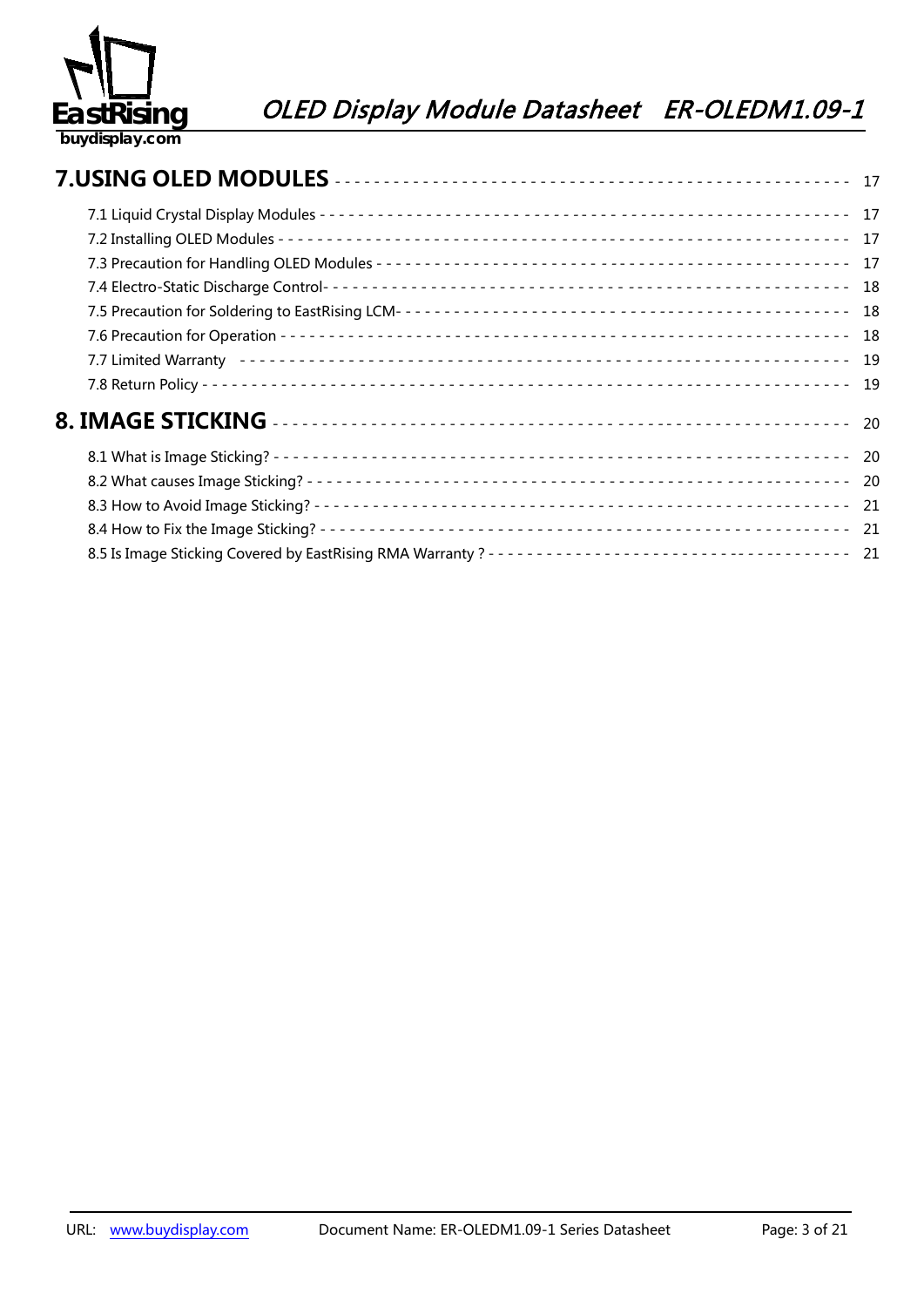**7.USING OLED MODULES** ---------------------------------------------------- 17

7.1 Liquid Crystal Display Modules ---------------------------------------------------------------- 17

7.2 Installing OLED Modules ---------------------------------------------------------------- 17

7.3 Precaution for Handling OLED Modules ---------------------------------------------------------------- 17

7.4 Electro-Static Discharge Control- ---------------------------------------------------------------- 18

7.5 Precaution for Soldering to EastRising LCM- ---------------------------------------------------------------- 18

7.6 Precaution for Operation ---------------------------------------------------------------- 18

7.7 Limited Warranty ---------------------------------------------------------------- 19

7.8 Return Policy ---------------------------------------------------------------- 19

**8. IMAGE STICKING** ---------------------------------------------------- 20

8.1 What is Image Sticking? ---------------------------------------------------------------- 20

8.2 What causes Image Sticking? ---------------------------------------------------------------- 20

8.3 How to Avoid Image Sticking? ---------------------------------------------------------------- 21

8.4 How to Fix the Image Sticking? ---------------------------------------------------------------- 21

8.5 Is Image Sticking Covered by EastRising RMA Warranty ? ---------------------------------------------------------------- 21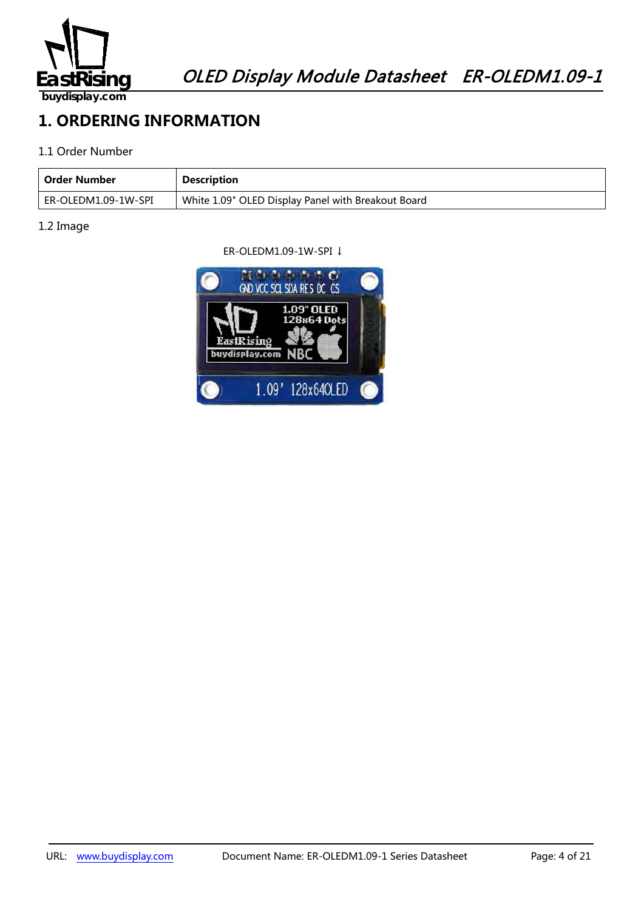# 1. ORDERING INFORMATION

1.1 Order Number

| Order Number | Description |
| --- | --- |
| ER-OLEDM1.09-1W-SPI | White 1.09" OLED Display Panel with Breakout Board |

1.2 Image

ER-OLEDM1.09-1W-SPI ↓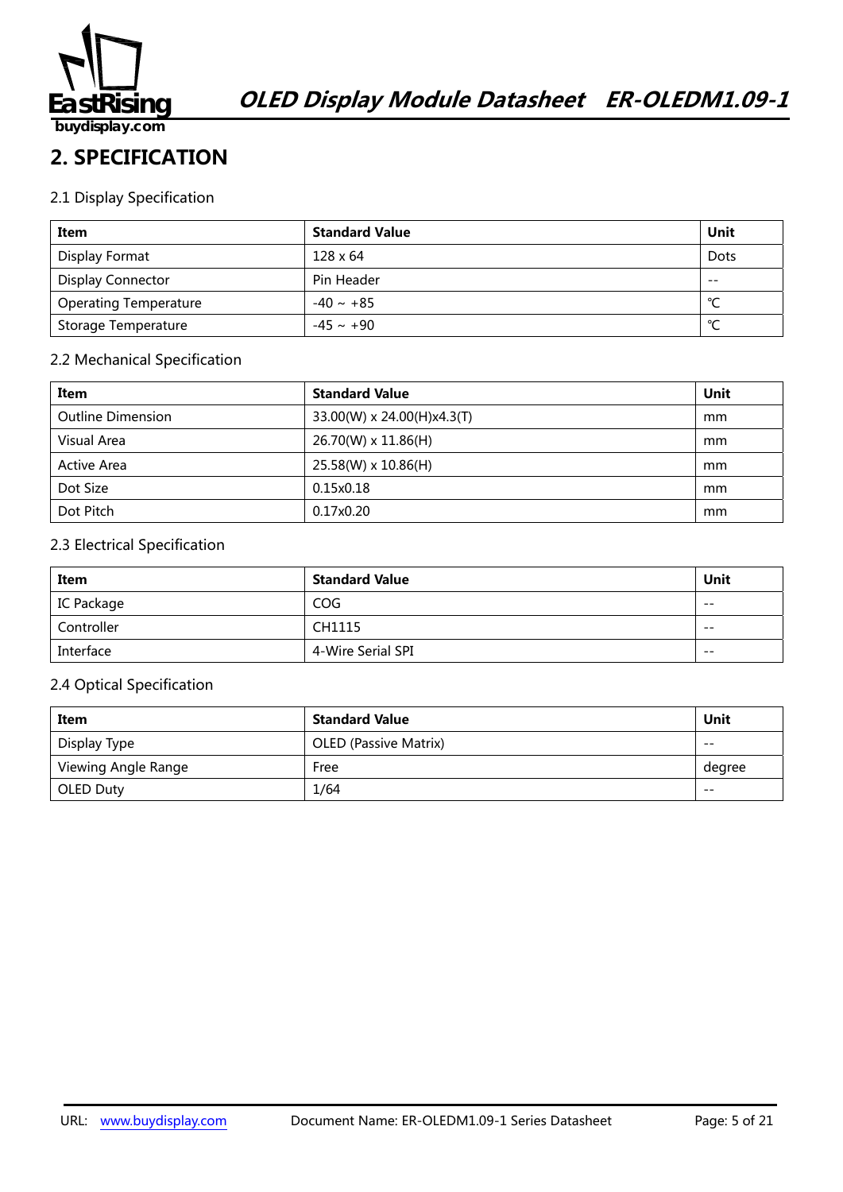## 2. SPECIFICATION

### 2.1 Display Specification

| Item | Standard Value | Unit |
|---|---|---|
| Display Format | 128 x 64 | Dots |
| Display Connector | Pin Header | -- |
| Operating Temperature | -40 ~ +85 | ℃ |
| Storage Temperature | -45 ~ +90 | ℃ |

### 2.2 Mechanical Specification

| Item | Standard Value | Unit |
|---|---|---|
| Outline Dimension | 33.00(W) x 24.00(H)x4.3(T) | mm |
| Visual Area | 26.70(W) x 11.86(H) | mm |
| Active Area | 25.58(W) x 10.86(H) | mm |
| Dot Size | 0.15x0.18 | mm |
| Dot Pitch | 0.17x0.20 | mm |

### 2.3 Electrical Specification

| Item | Standard Value | Unit |
|---|---|---|
| IC Package | COG | -- |
| Controller | CH1115 | -- |
| Interface | 4-Wire Serial SPI | -- |

### 2.4 Optical Specification

| Item | Standard Value | Unit |
|---|---|---|
| Display Type | OLED (Passive Matrix) | -- |
| Viewing Angle Range | Free | degree |
| OLED Duty | 1/64 | -- |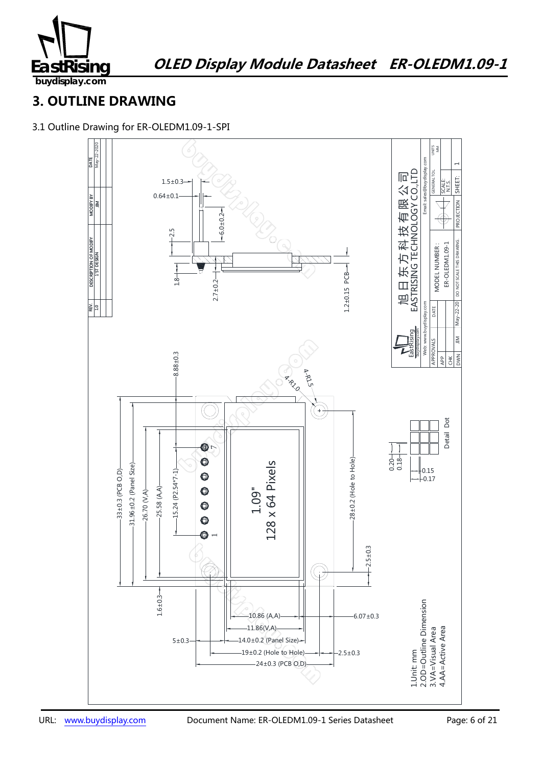# 3. OUTLINE DRAWING

3.1 Outline Drawing for ER-OLEDM1.09-1-SPI

| REV. | DESCRIPTION OF MODIFY | MODIFY BY | DATE |
| --- | --- | --- | --- |
| 1.0 | 1'ST DESIGN | JIM | May-22-2020 |

1.5±0.3
0.64±0.1
6.0±0.2
2.5
1.8
2.7±0.2
1.2±0.15 PCB
8.88±0.3
4-R1.0
4-R1.5
7
1
1.09"
128 x 64 Pixels
33±0.3 (PCB O.D)
31.96±0.2 (Panel Size)
26.70 (V.A)
25.58 (A.A)
15.24 (P2.54*7-1)
28±0.2 (Hole to Hole)
2.5±0.3
1.6±0.3
10.86 (A.A)
11.86(V.A)
14.0±0.2 (Panel Size)
19±0.2 (Hole to Hole)
24±0.3 (PCB O.D)
5±0.3
6.07±0.3
2.5±0.3

Detail Dot
0.20
0.18
0.15
0.17

1.Unit: mm
2.OD=Outline Dimension
3.VA=Visual Area
4.AA=Active Area

旭日东方科技有限公司
EASTRISING TECHNOLOGY CO.,LTD
Web: www.buydisplay.com
Email: sales@buydisplay.com

| APPROVALS | DATE | MODEL NUMBER: ER-OLEDM1.09-1 | GENERAL TOL | UNITS MM |
| --- | --- | --- | --- | --- |
| APP | | | SCALE N.T.S. | |
| CHK | | | | |
| DWN JIM | May-22-20 | DO NOT SCALE THIS DRAWING | PROJECTION | SHEET: 1 |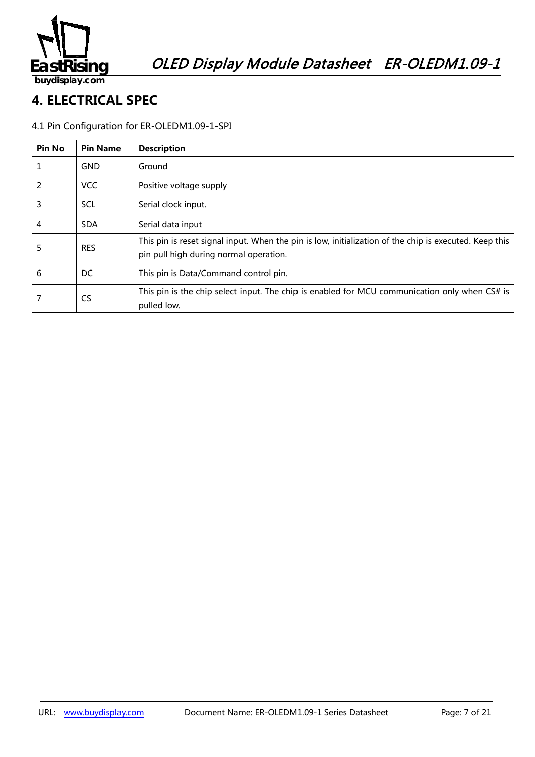## 4. ELECTRICAL SPEC

4.1 Pin Configuration for ER-OLEDM1.09-1-SPI

| Pin No | Pin Name | Description |
|---|---|---|
| 1 | GND | Ground |
| 2 | VCC | Positive voltage supply |
| 3 | SCL | Serial clock input. |
| 4 | SDA | Serial data input |
| 5 | RES | This pin is reset signal input. When the pin is low, initialization of the chip is executed. Keep this pin pull high during normal operation. |
| 6 | DC | This pin is Data/Command control pin. |
| 7 | CS | This pin is the chip select input. The chip is enabled for MCU communication only when CS# is pulled low. |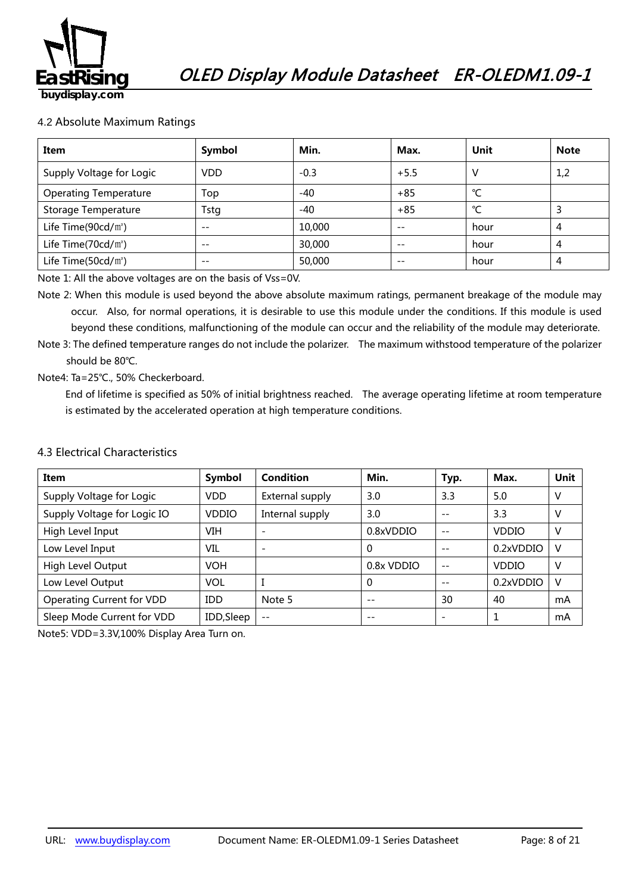### 4.2 Absolute Maximum Ratings

| Item | Symbol | Min. | Max. | Unit | Note |
|---|---|---|---|---|---|
| Supply Voltage for Logic | VDD | -0.3 | +5.5 | V | 1,2 |
| Operating Temperature | Top | -40 | +85 | ℃ | |
| Storage Temperature | Tstg | -40 | +85 | ℃ | 3 |
| Life Time(90cd/㎡) | -- | 10,000 | -- | hour | 4 |
| Life Time(70cd/㎡) | -- | 30,000 | -- | hour | 4 |
| Life Time(50cd/㎡) | -- | 50,000 | -- | hour | 4 |

Note 1: All the above voltages are on the basis of Vss=0V.

Note 2: When this module is used beyond the above absolute maximum ratings, permanent breakage of the module may occur. Also, for normal operations, it is desirable to use this module under the conditions. If this module is used beyond these conditions, malfunctioning of the module can occur and the reliability of the module may deteriorate.

Note 3: The defined temperature ranges do not include the polarizer. The maximum withstood temperature of the polarizer should be 80℃.

Note4: Ta=25℃., 50% Checkerboard.

End of lifetime is specified as 50% of initial brightness reached. The average operating lifetime at room temperature is estimated by the accelerated operation at high temperature conditions.

### 4.3 Electrical Characteristics

| Item | Symbol | Condition | Min. | Typ. | Max. | Unit |
|---|---|---|---|---|---|---|
| Supply Voltage for Logic | VDD | External supply | 3.0 | 3.3 | 5.0 | V |
| Supply Voltage for Logic IO | VDDIO | Internal supply | 3.0 | -- | 3.3 | V |
| High Level Input | VIH | - | 0.8xVDDIO | -- | VDDIO | V |
| Low Level Input | VIL | - | 0 | -- | 0.2xVDDIO | V |
| High Level Output | VOH | | 0.8x VDDIO | -- | VDDIO | V |
| Low Level Output | VOL | I | 0 | -- | 0.2xVDDIO | V |
| Operating Current for VDD | IDD | Note 5 | -- | 30 | 40 | mA |
| Sleep Mode Current for VDD | IDD,Sleep | -- | -- | - | 1 | mA |

Note5: VDD=3.3V,100% Display Area Turn on.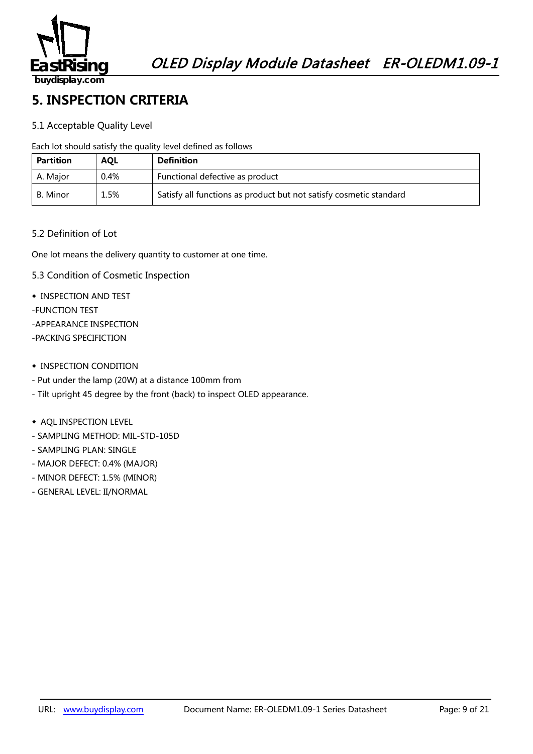# 5. INSPECTION CRITERIA

## 5.1 Acceptable Quality Level

Each lot should satisfy the quality level defined as follows

| Partition | AQL | Definition |
|---|---|---|
| A. Major | 0.4% | Functional defective as product |
| B. Minor | 1.5% | Satisfy all functions as product but not satisfy cosmetic standard |

## 5.2 Definition of Lot

One lot means the delivery quantity to customer at one time.

## 5.3 Condition of Cosmetic Inspection

◆ INSPECTION AND TEST

-FUNCTION TEST

-APPEARANCE INSPECTION

-PACKING SPECIFICTION

◆ INSPECTION CONDITION

- Put under the lamp (20W) at a distance 100mm from
- Tilt upright 45 degree by the front (back) to inspect OLED appearance.

◆ AQL INSPECTION LEVEL

- SAMPLING METHOD: MIL-STD-105D
- SAMPLING PLAN: SINGLE
- MAJOR DEFECT: 0.4% (MAJOR)
- MINOR DEFECT: 1.5% (MINOR)
- GENERAL LEVEL: II/NORMAL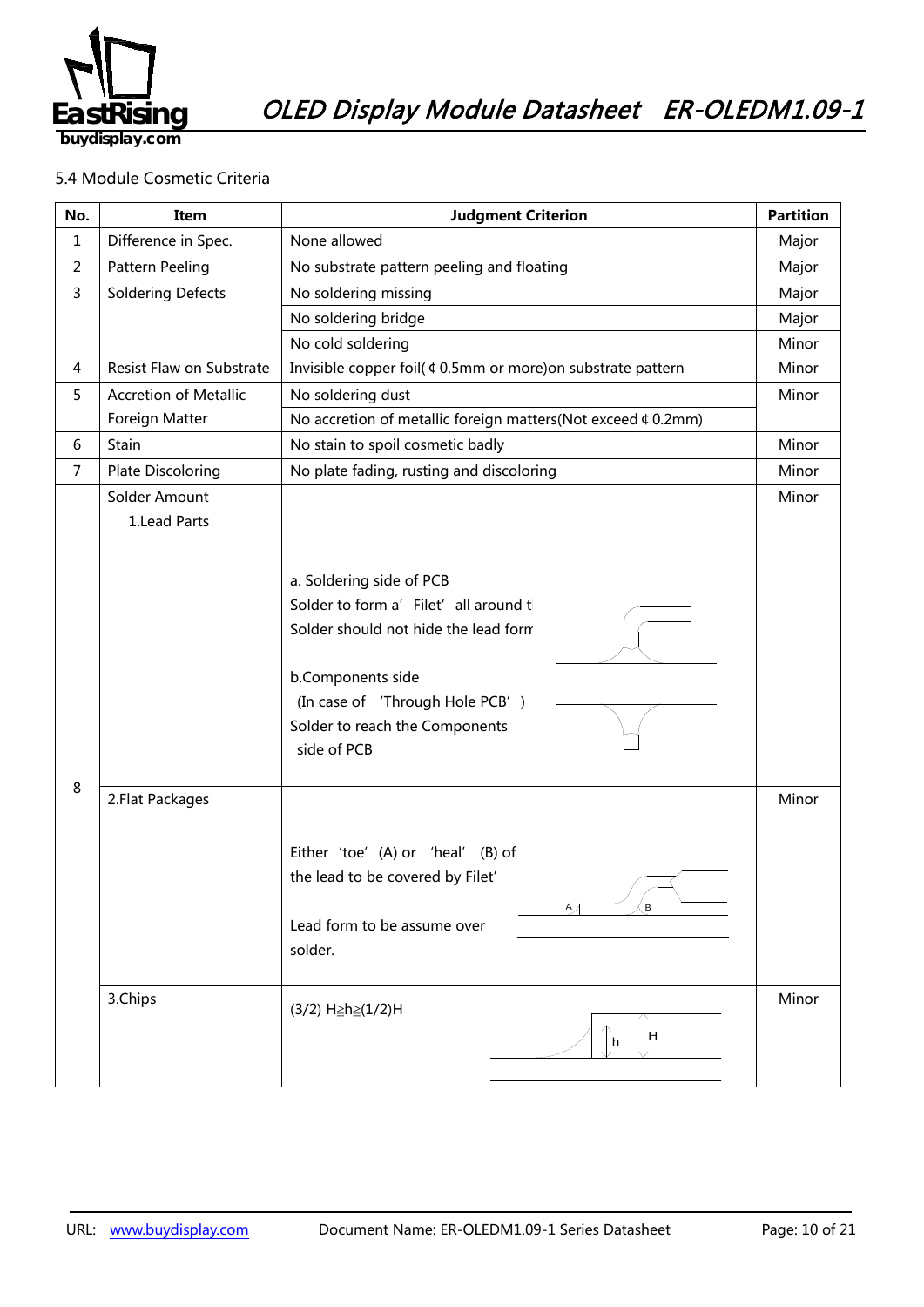5.4 Module Cosmetic Criteria

| No. | Item | Judgment Criterion | Partition |
|---|---|---|---|
| 1 | Difference in Spec. | None allowed | Major |
| 2 | Pattern Peeling | No substrate pattern peeling and floating | Major |
| 3 | Soldering Defects | No soldering missing | Major |
| | | No soldering bridge | Major |
| | | No cold soldering | Minor |
| 4 | Resist Flaw on Substrate | Invisible copper foil( ¢ 0.5mm or more)on substrate pattern | Minor |
| 5 | Accretion of Metallic Foreign Matter | No soldering dust | Minor |
| | | No accretion of metallic foreign matters(Not exceed ¢ 0.2mm) | |
| 6 | Stain | No stain to spoil cosmetic badly | Minor |
| 7 | Plate Discoloring | No plate fading, rusting and discoloring | Minor |
| 8 | Solder Amount<br>1.Lead Parts | a. Soldering side of PCB<br>Solder to form a' Filet' all around t<br>Solder should not hide the lead form<br><br>b.Components side<br>(In case of 'Through Hole PCB' )<br>Solder to reach the Components side of PCB | Minor |
| | 2.Flat Packages | Either 'toe' (A) or 'heal' (B) of the lead to be covered by Filet'<br><br>Lead form to be assume over solder. | Minor |
| | 3.Chips | (3/2) H≧h≧(1/2)H | Minor |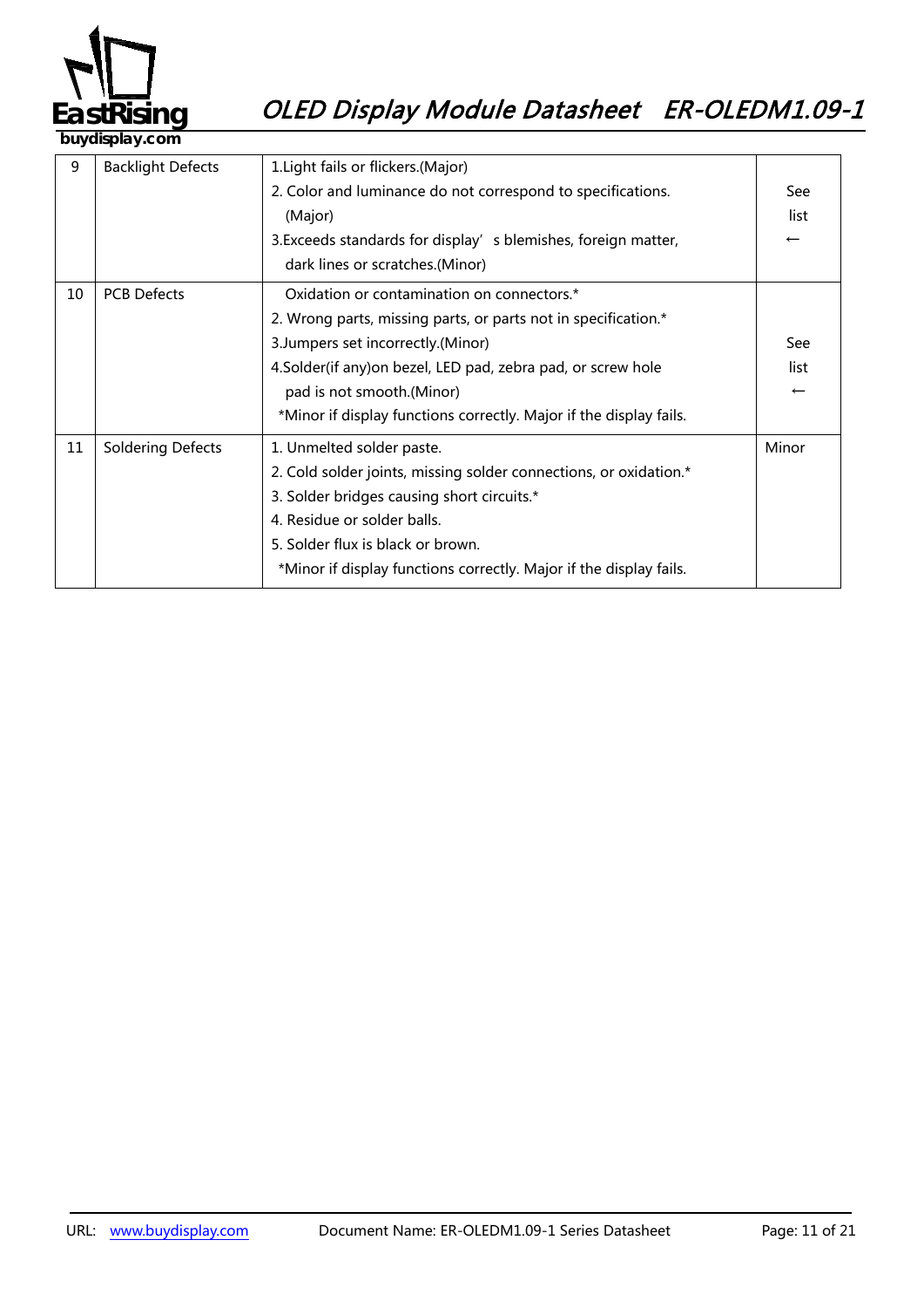| 9 | Backlight Defects | 1.Light fails or flickers.(Major)<br>2. Color and luminance do not correspond to specifications. (Major)<br>3.Exceeds standards for display' s blemishes, foreign matter, dark lines or scratches.(Minor) | See list ← |
|---|---|---|---|
| 10 | PCB Defects | Oxidation or contamination on connectors.*<br>2. Wrong parts, missing parts, or parts not in specification.*<br>3.Jumpers set incorrectly.(Minor)<br>4.Solder(if any)on bezel, LED pad, zebra pad, or screw hole pad is not smooth.(Minor)<br>*Minor if display functions correctly. Major if the display fails. | See list ← |
| 11 | Soldering Defects | 1. Unmelted solder paste.<br>2. Cold solder joints, missing solder connections, or oxidation.*<br>3. Solder bridges causing short circuits.*<br>4. Residue or solder balls.<br>5. Solder flux is black or brown.<br>*Minor if display functions correctly. Major if the display fails. | Minor |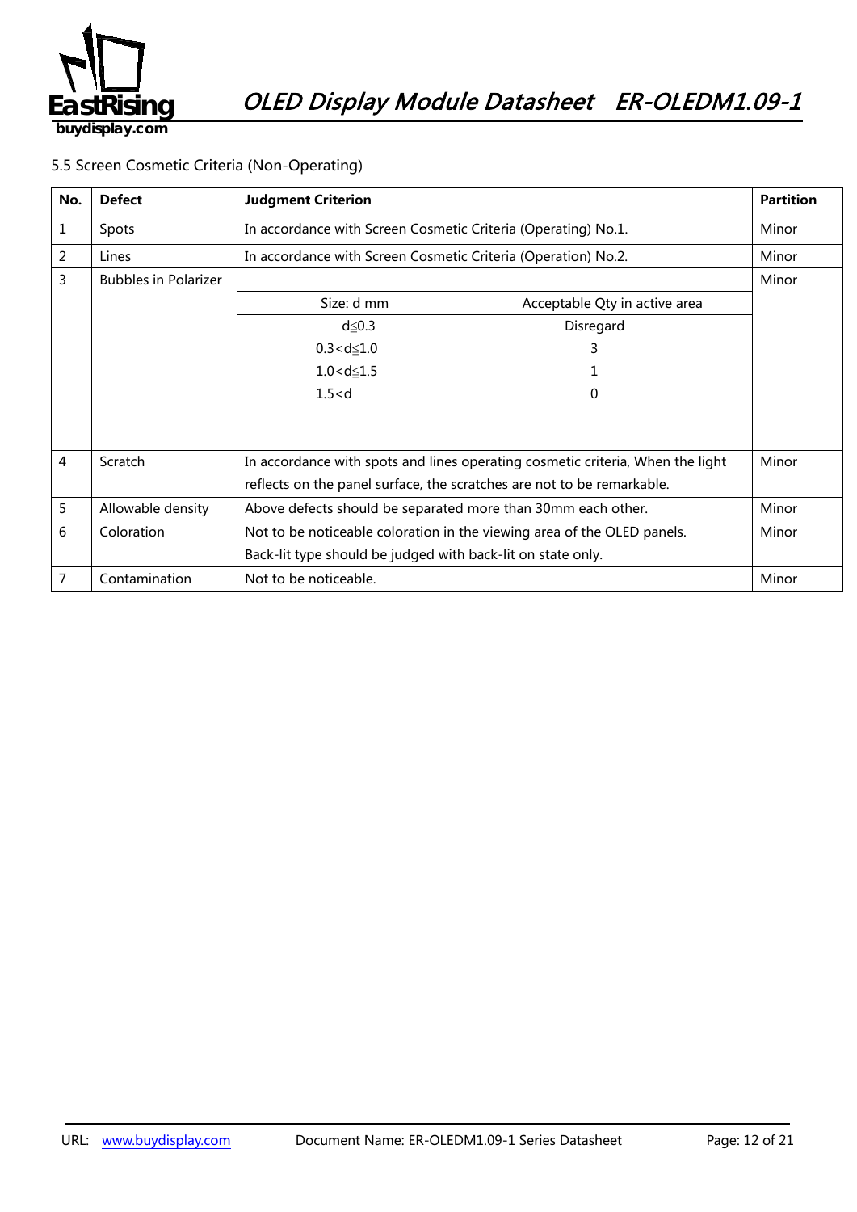5.5 Screen Cosmetic Criteria (Non-Operating)

| No. | Defect | Judgment Criterion | | Partition |
|---|---|---|---|---|
| 1 | Spots | In accordance with Screen Cosmetic Criteria (Operating) No.1. | | Minor |
| 2 | Lines | In accordance with Screen Cosmetic Criteria (Operation) No.2. | | Minor |
| 3 | Bubbles in Polarizer | Size: d mm | Acceptable Qty in active area | Minor |
| | | d≦0.3 | Disregard | |
| | | 0.3<d≦1.0 | 3 | |
| | | 1.0<d≦1.5 | 1 | |
| | | 1.5<d | 0 | |
| 4 | Scratch | In accordance with spots and lines operating cosmetic criteria, When the light reflects on the panel surface, the scratches are not to be remarkable. | | Minor |
| 5 | Allowable density | Above defects should be separated more than 30mm each other. | | Minor |
| 6 | Coloration | Not to be noticeable coloration in the viewing area of the OLED panels. Back-lit type should be judged with back-lit on state only. | | Minor |
| 7 | Contamination | Not to be noticeable. | | Minor |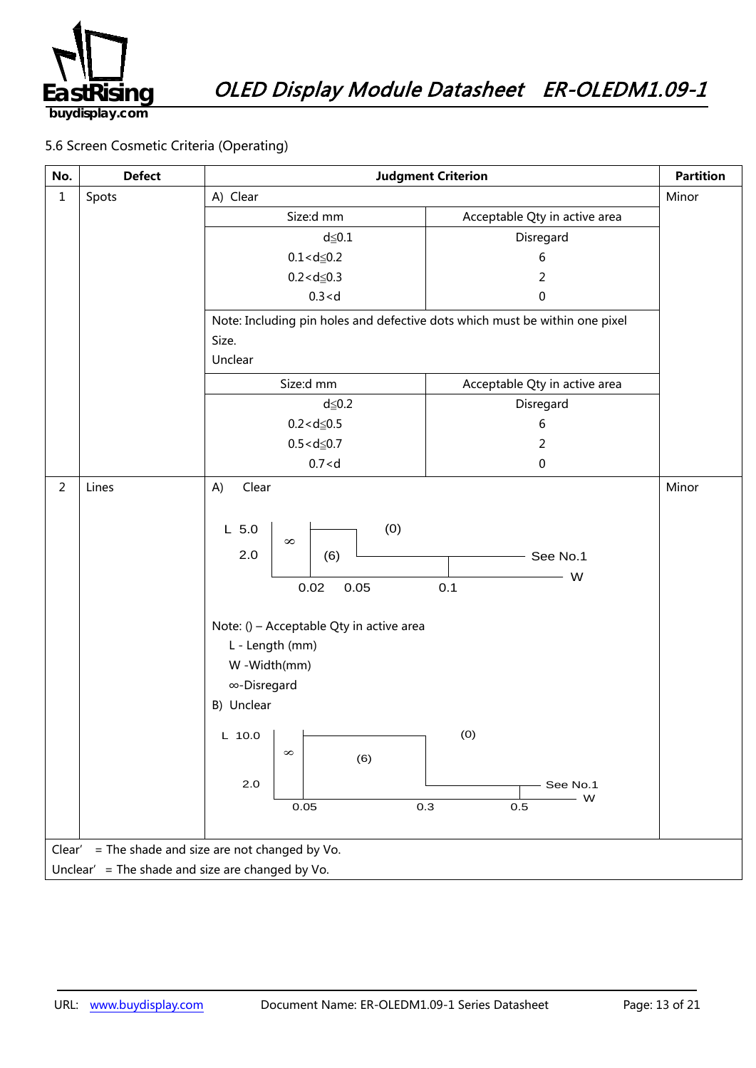5.6 Screen Cosmetic Criteria (Operating)

| No. | Defect | Judgment Criterion | | Partition |
|---|---|---|---|---|
| 1 | Spots | A) Clear | | Minor |
| | | Size:d mm | Acceptable Qty in active area | |
| | | d≦0.1 | Disregard | |
| | | 0.1<d≦0.2 | 6 | |
| | | 0.2<d≦0.3 | 2 | |
| | | 0.3<d | 0 | |
| | | Note: Including pin holes and defective dots which must be within one pixel Size. | | |
| | | Unclear | | |
| | | Size:d mm | Acceptable Qty in active area | |
| | | d≦0.2 | Disregard | |
| | | 0.2<d≦0.5 | 6 | |
| | | 0.5<d≦0.7 | 2 | |
| | | 0.7<d | 0 | |
| 2 | Lines | A) Clear<br>L 5.0, 2.0; W 0.02, 0.05, 0.1; ∞ (W ≤ 0.02); (6) (0.02 < W ≤ 0.05, L ≤ 5.0); (0) (L > 5.0 or W > 0.05); See No.1 (W > 0.1)<br>Note: () – Acceptable Qty in active area<br>L - Length (mm)<br>W -Width(mm)<br>∞-Disregard<br>B) Unclear<br>L 10.0, 2.0; W 0.05, 0.3, 0.5; ∞ (W ≤ 0.05); (6) (0.05 < W ≤ 0.3, L ≤ 10.0); (0) (L > 10.0 or W > 0.3); See No.1 (W > 0.5) | | Minor |

Clear' = The shade and size are not changed by Vo.

Unclear' = The shade and size are changed by Vo.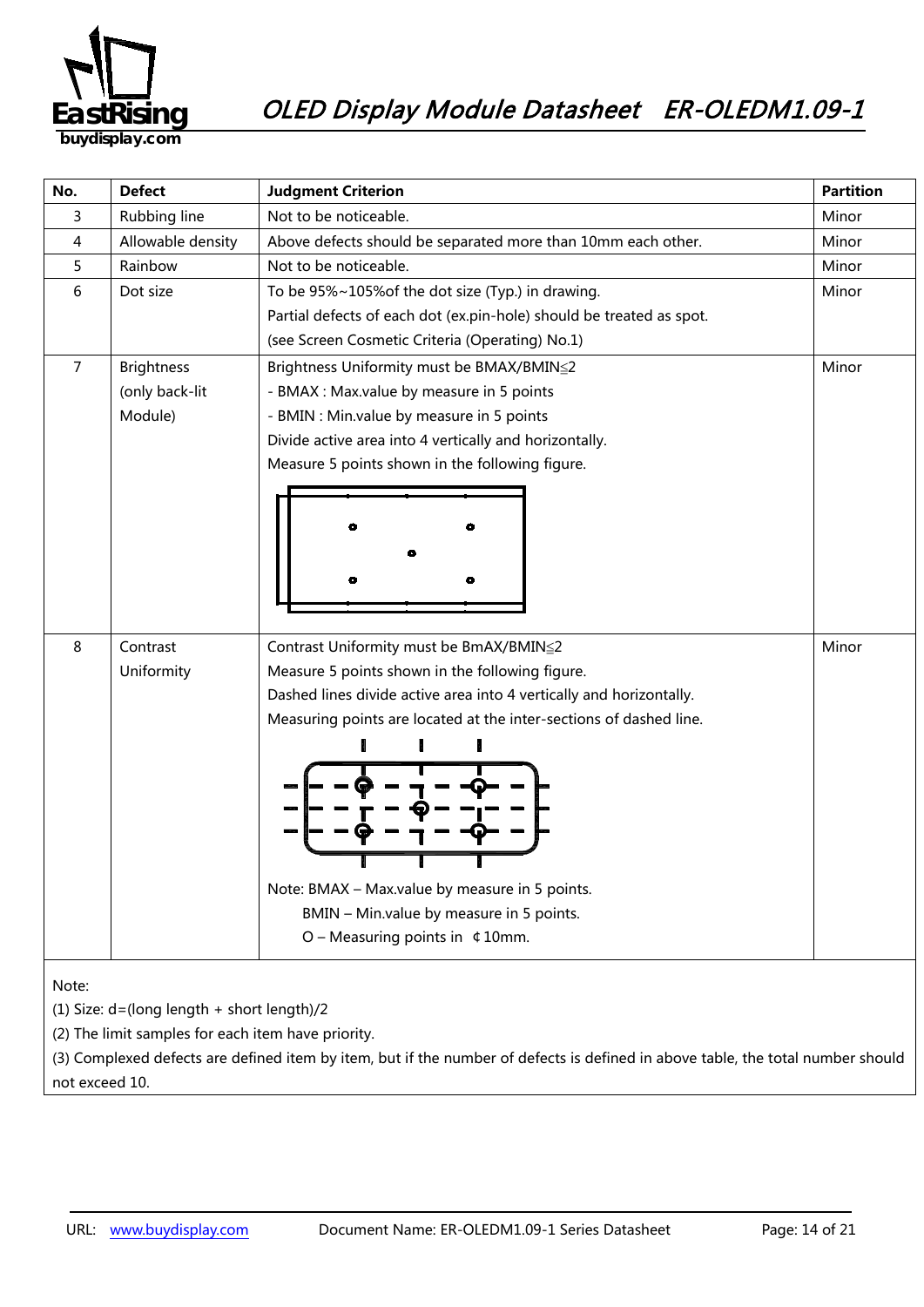| No. | Defect | Judgment Criterion | Partition |
|---|---|---|---|
| 3 | Rubbing line | Not to be noticeable. | Minor |
| 4 | Allowable density | Above defects should be separated more than 10mm each other. | Minor |
| 5 | Rainbow | Not to be noticeable. | Minor |
| 6 | Dot size | To be 95%~105%of the dot size (Typ.) in drawing.<br>Partial defects of each dot (ex.pin-hole) should be treated as spot.<br>(see Screen Cosmetic Criteria (Operating) No.1) | Minor |
| 7 | Brightness (only back-lit Module) | Brightness Uniformity must be BMAX/BMIN≦2<br>- BMAX : Max.value by measure in 5 points<br>- BMIN : Min.value by measure in 5 points<br>Divide active area into 4 vertically and horizontally.<br>Measure 5 points shown in the following figure. | Minor |
| 8 | Contrast Uniformity | Contrast Uniformity must be BmAX/BMIN≦2<br>Measure 5 points shown in the following figure.<br>Dashed lines divide active area into 4 vertically and horizontally.<br>Measuring points are located at the inter-sections of dashed line.<br>Note: BMAX – Max.value by measure in 5 points.<br>BMIN – Min.value by measure in 5 points.<br>O – Measuring points in ¢10mm. | Minor |

Note:

(1) Size: d=(long length + short length)/2

(2) The limit samples for each item have priority.

(3) Complexed defects are defined item by item, but if the number of defects is defined in above table, the total number should not exceed 10.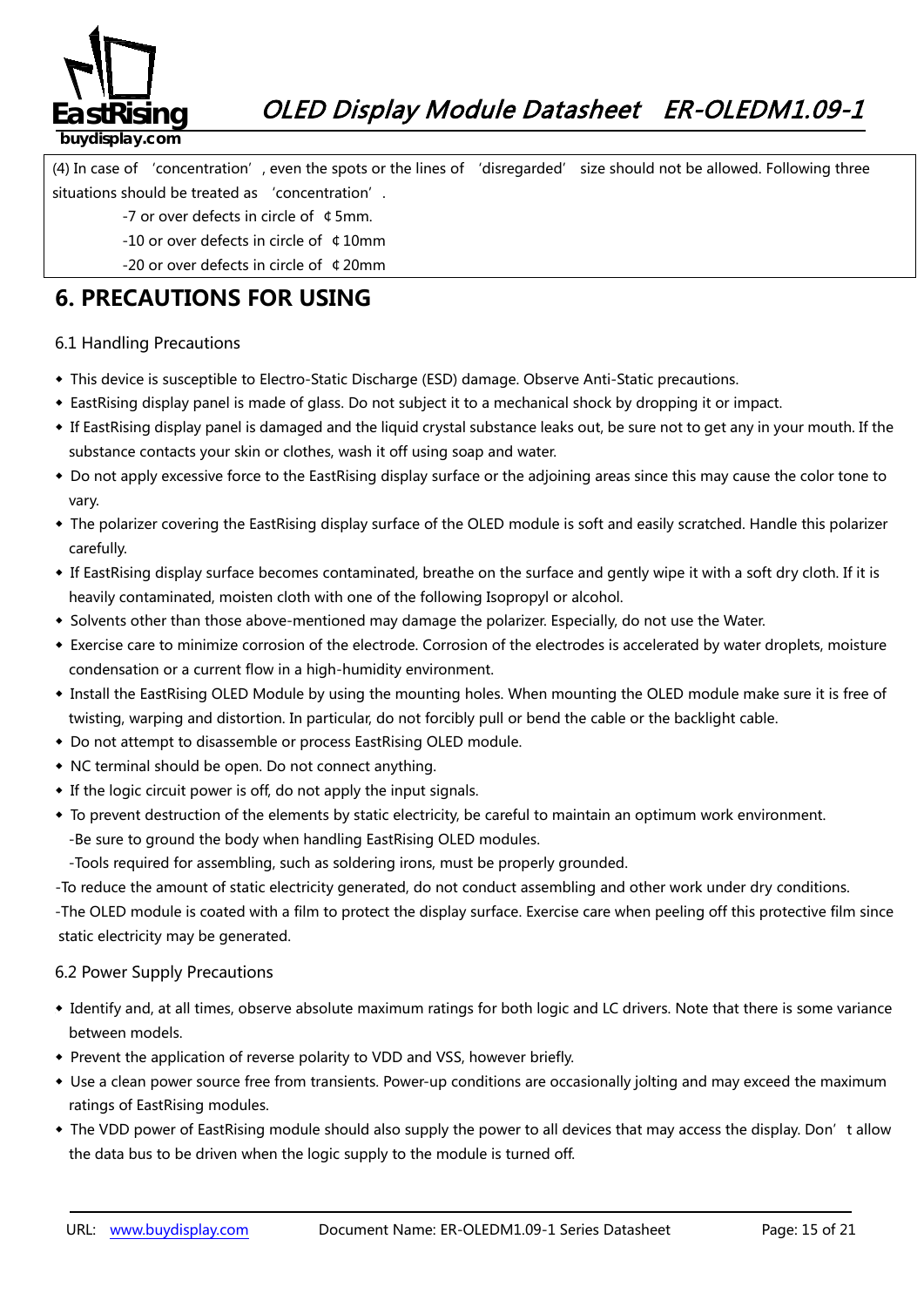(4) In case of 'concentration', even the spots or the lines of 'disregarded' size should not be allowed. Following three situations should be treated as 'concentration'.

-7 or over defects in circle of ¢5mm.

-10 or over defects in circle of ¢10mm

-20 or over defects in circle of ¢20mm

# 6. PRECAUTIONS FOR USING

## 6.1 Handling Precautions

- This device is susceptible to Electro-Static Discharge (ESD) damage. Observe Anti-Static precautions.
- EastRising display panel is made of glass. Do not subject it to a mechanical shock by dropping it or impact.
- If EastRising display panel is damaged and the liquid crystal substance leaks out, be sure not to get any in your mouth. If the substance contacts your skin or clothes, wash it off using soap and water.
- Do not apply excessive force to the EastRising display surface or the adjoining areas since this may cause the color tone to vary.
- The polarizer covering the EastRising display surface of the OLED module is soft and easily scratched. Handle this polarizer carefully.
- If EastRising display surface becomes contaminated, breathe on the surface and gently wipe it with a soft dry cloth. If it is heavily contaminated, moisten cloth with one of the following Isopropyl or alcohol.
- Solvents other than those above-mentioned may damage the polarizer. Especially, do not use the Water.
- Exercise care to minimize corrosion of the electrode. Corrosion of the electrodes is accelerated by water droplets, moisture condensation or a current flow in a high-humidity environment.
- Install the EastRising OLED Module by using the mounting holes. When mounting the OLED module make sure it is free of twisting, warping and distortion. In particular, do not forcibly pull or bend the cable or the backlight cable.
- Do not attempt to disassemble or process EastRising OLED module.
- NC terminal should be open. Do not connect anything.
- If the logic circuit power is off, do not apply the input signals.
- To prevent destruction of the elements by static electricity, be careful to maintain an optimum work environment.
  -Be sure to ground the body when handling EastRising OLED modules.
  -Tools required for assembling, such as soldering irons, must be properly grounded.

-To reduce the amount of static electricity generated, do not conduct assembling and other work under dry conditions.

-The OLED module is coated with a film to protect the display surface. Exercise care when peeling off this protective film since static electricity may be generated.

## 6.2 Power Supply Precautions

- Identify and, at all times, observe absolute maximum ratings for both logic and LC drivers. Note that there is some variance between models.
- Prevent the application of reverse polarity to VDD and VSS, however briefly.
- Use a clean power source free from transients. Power-up conditions are occasionally jolting and may exceed the maximum ratings of EastRising modules.
- The VDD power of EastRising module should also supply the power to all devices that may access the display. Don't allow the data bus to be driven when the logic supply to the module is turned off.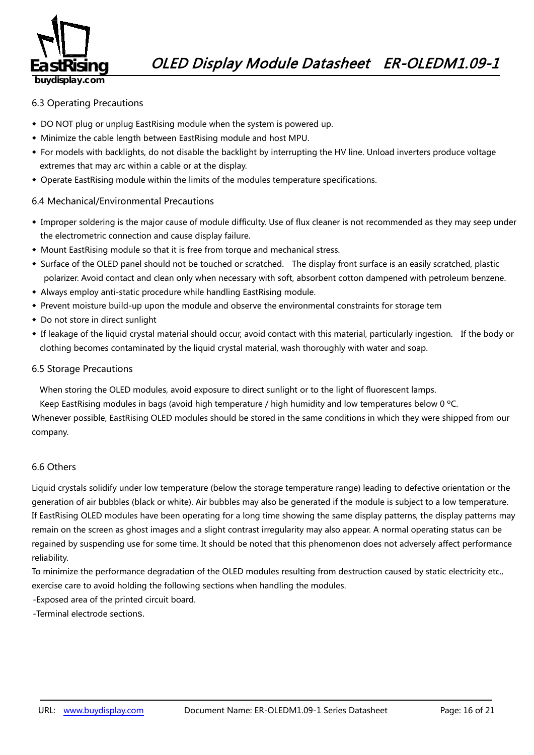## 6.3 Operating Precautions

- DO NOT plug or unplug EastRising module when the system is powered up.
- Minimize the cable length between EastRising module and host MPU.
- For models with backlights, do not disable the backlight by interrupting the HV line. Unload inverters produce voltage extremes that may arc within a cable or at the display.
- Operate EastRising module within the limits of the modules temperature specifications.

## 6.4 Mechanical/Environmental Precautions

- Improper soldering is the major cause of module difficulty. Use of flux cleaner is not recommended as they may seep under the electrometric connection and cause display failure.
- Mount EastRising module so that it is free from torque and mechanical stress.
- Surface of the OLED panel should not be touched or scratched. The display front surface is an easily scratched, plastic polarizer. Avoid contact and clean only when necessary with soft, absorbent cotton dampened with petroleum benzene.
- Always employ anti-static procedure while handling EastRising module.
- Prevent moisture build-up upon the module and observe the environmental constraints for storage tem
- Do not store in direct sunlight
- If leakage of the liquid crystal material should occur, avoid contact with this material, particularly ingestion. If the body or clothing becomes contaminated by the liquid crystal material, wash thoroughly with water and soap.

## 6.5 Storage Precautions

When storing the OLED modules, avoid exposure to direct sunlight or to the light of fluorescent lamps.

Keep EastRising modules in bags (avoid high temperature / high humidity and low temperatures below 0 ºC.

Whenever possible, EastRising OLED modules should be stored in the same conditions in which they were shipped from our company.

## 6.6 Others

Liquid crystals solidify under low temperature (below the storage temperature range) leading to defective orientation or the generation of air bubbles (black or white). Air bubbles may also be generated if the module is subject to a low temperature.

If EastRising OLED modules have been operating for a long time showing the same display patterns, the display patterns may remain on the screen as ghost images and a slight contrast irregularity may also appear. A normal operating status can be regained by suspending use for some time. It should be noted that this phenomenon does not adversely affect performance reliability.

To minimize the performance degradation of the OLED modules resulting from destruction caused by static electricity etc., exercise care to avoid holding the following sections when handling the modules.

-Exposed area of the printed circuit board.

-Terminal electrode sections.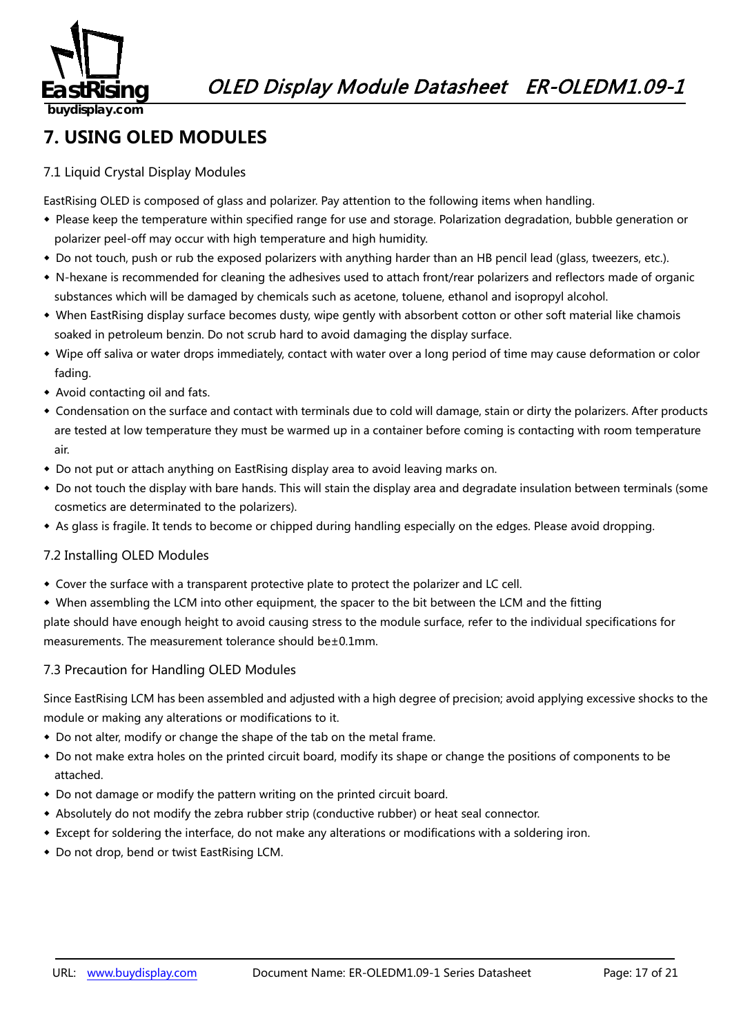## 7. USING OLED MODULES

### 7.1 Liquid Crystal Display Modules

EastRising OLED is composed of glass and polarizer. Pay attention to the following items when handling.

- Please keep the temperature within specified range for use and storage. Polarization degradation, bubble generation or polarizer peel-off may occur with high temperature and high humidity.
- Do not touch, push or rub the exposed polarizers with anything harder than an HB pencil lead (glass, tweezers, etc.).
- N-hexane is recommended for cleaning the adhesives used to attach front/rear polarizers and reflectors made of organic substances which will be damaged by chemicals such as acetone, toluene, ethanol and isopropyl alcohol.
- When EastRising display surface becomes dusty, wipe gently with absorbent cotton or other soft material like chamois soaked in petroleum benzin. Do not scrub hard to avoid damaging the display surface.
- Wipe off saliva or water drops immediately, contact with water over a long period of time may cause deformation or color fading.
- Avoid contacting oil and fats.
- Condensation on the surface and contact with terminals due to cold will damage, stain or dirty the polarizers. After products are tested at low temperature they must be warmed up in a container before coming is contacting with room temperature air.
- Do not put or attach anything on EastRising display area to avoid leaving marks on.
- Do not touch the display with bare hands. This will stain the display area and degradate insulation between terminals (some cosmetics are determinated to the polarizers).
- As glass is fragile. It tends to become or chipped during handling especially on the edges. Please avoid dropping.

### 7.2 Installing OLED Modules

- Cover the surface with a transparent protective plate to protect the polarizer and LC cell.
- When assembling the LCM into other equipment, the spacer to the bit between the LCM and the fitting

plate should have enough height to avoid causing stress to the module surface, refer to the individual specifications for measurements. The measurement tolerance should be±0.1mm.

### 7.3 Precaution for Handling OLED Modules

Since EastRising LCM has been assembled and adjusted with a high degree of precision; avoid applying excessive shocks to the module or making any alterations or modifications to it.

- Do not alter, modify or change the shape of the tab on the metal frame.
- Do not make extra holes on the printed circuit board, modify its shape or change the positions of components to be attached.
- Do not damage or modify the pattern writing on the printed circuit board.
- Absolutely do not modify the zebra rubber strip (conductive rubber) or heat seal connector.
- Except for soldering the interface, do not make any alterations or modifications with a soldering iron.
- Do not drop, bend or twist EastRising LCM.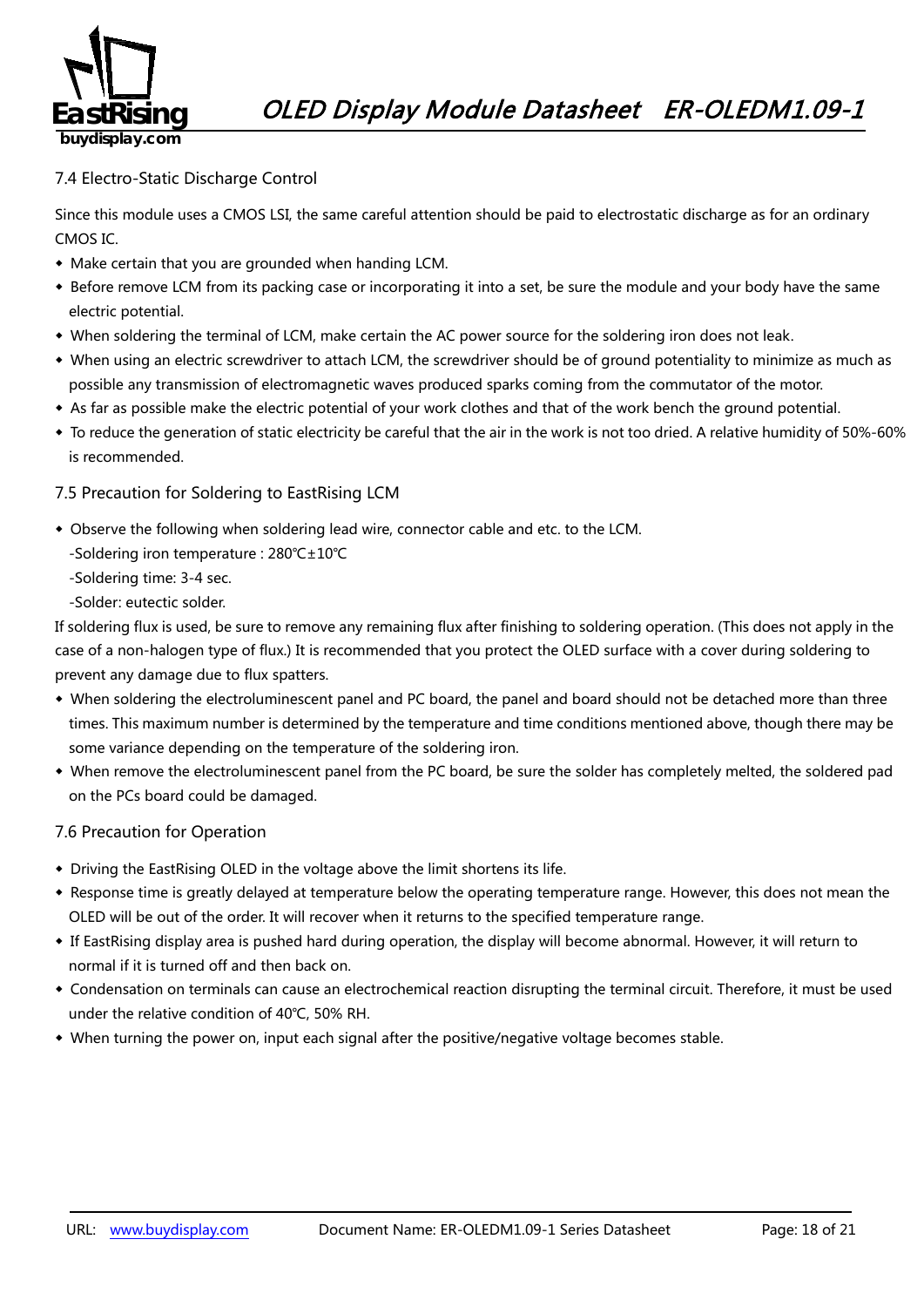### 7.4 Electro-Static Discharge Control

Since this module uses a CMOS LSI, the same careful attention should be paid to electrostatic discharge as for an ordinary CMOS IC.

- Make certain that you are grounded when handing LCM.
- Before remove LCM from its packing case or incorporating it into a set, be sure the module and your body have the same electric potential.
- When soldering the terminal of LCM, make certain the AC power source for the soldering iron does not leak.
- When using an electric screwdriver to attach LCM, the screwdriver should be of ground potentiality to minimize as much as possible any transmission of electromagnetic waves produced sparks coming from the commutator of the motor.
- As far as possible make the electric potential of your work clothes and that of the work bench the ground potential.
- To reduce the generation of static electricity be careful that the air in the work is not too dried. A relative humidity of 50%-60% is recommended.

### 7.5 Precaution for Soldering to EastRising LCM

- Observe the following when soldering lead wire, connector cable and etc. to the LCM.
  - -Soldering iron temperature : 280℃±10℃
  - -Soldering time: 3-4 sec.
  - -Solder: eutectic solder.

If soldering flux is used, be sure to remove any remaining flux after finishing to soldering operation. (This does not apply in the case of a non-halogen type of flux.) It is recommended that you protect the OLED surface with a cover during soldering to prevent any damage due to flux spatters.

- When soldering the electroluminescent panel and PC board, the panel and board should not be detached more than three times. This maximum number is determined by the temperature and time conditions mentioned above, though there may be some variance depending on the temperature of the soldering iron.
- When remove the electroluminescent panel from the PC board, be sure the solder has completely melted, the soldered pad on the PCs board could be damaged.

### 7.6 Precaution for Operation

- Driving the EastRising OLED in the voltage above the limit shortens its life.
- Response time is greatly delayed at temperature below the operating temperature range. However, this does not mean the OLED will be out of the order. It will recover when it returns to the specified temperature range.
- If EastRising display area is pushed hard during operation, the display will become abnormal. However, it will return to normal if it is turned off and then back on.
- Condensation on terminals can cause an electrochemical reaction disrupting the terminal circuit. Therefore, it must be used under the relative condition of 40℃, 50% RH.
- When turning the power on, input each signal after the positive/negative voltage becomes stable.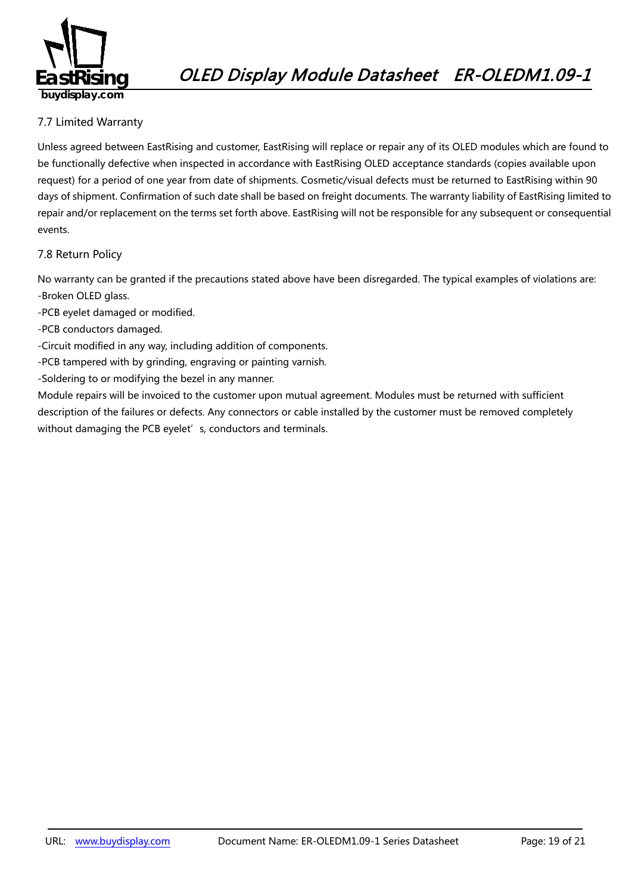### 7.7 Limited Warranty

Unless agreed between EastRising and customer, EastRising will replace or repair any of its OLED modules which are found to be functionally defective when inspected in accordance with EastRising OLED acceptance standards (copies available upon request) for a period of one year from date of shipments. Cosmetic/visual defects must be returned to EastRising within 90 days of shipment. Confirmation of such date shall be based on freight documents. The warranty liability of EastRising limited to repair and/or replacement on the terms set forth above. EastRising will not be responsible for any subsequent or consequential events.

### 7.8 Return Policy

No warranty can be granted if the precautions stated above have been disregarded. The typical examples of violations are:

-Broken OLED glass.

-PCB eyelet damaged or modified.

-PCB conductors damaged.

-Circuit modified in any way, including addition of components.

-PCB tampered with by grinding, engraving or painting varnish.

-Soldering to or modifying the bezel in any manner.

Module repairs will be invoiced to the customer upon mutual agreement. Modules must be returned with sufficient description of the failures or defects. Any connectors or cable installed by the customer must be removed completely without damaging the PCB eyelet's, conductors and terminals.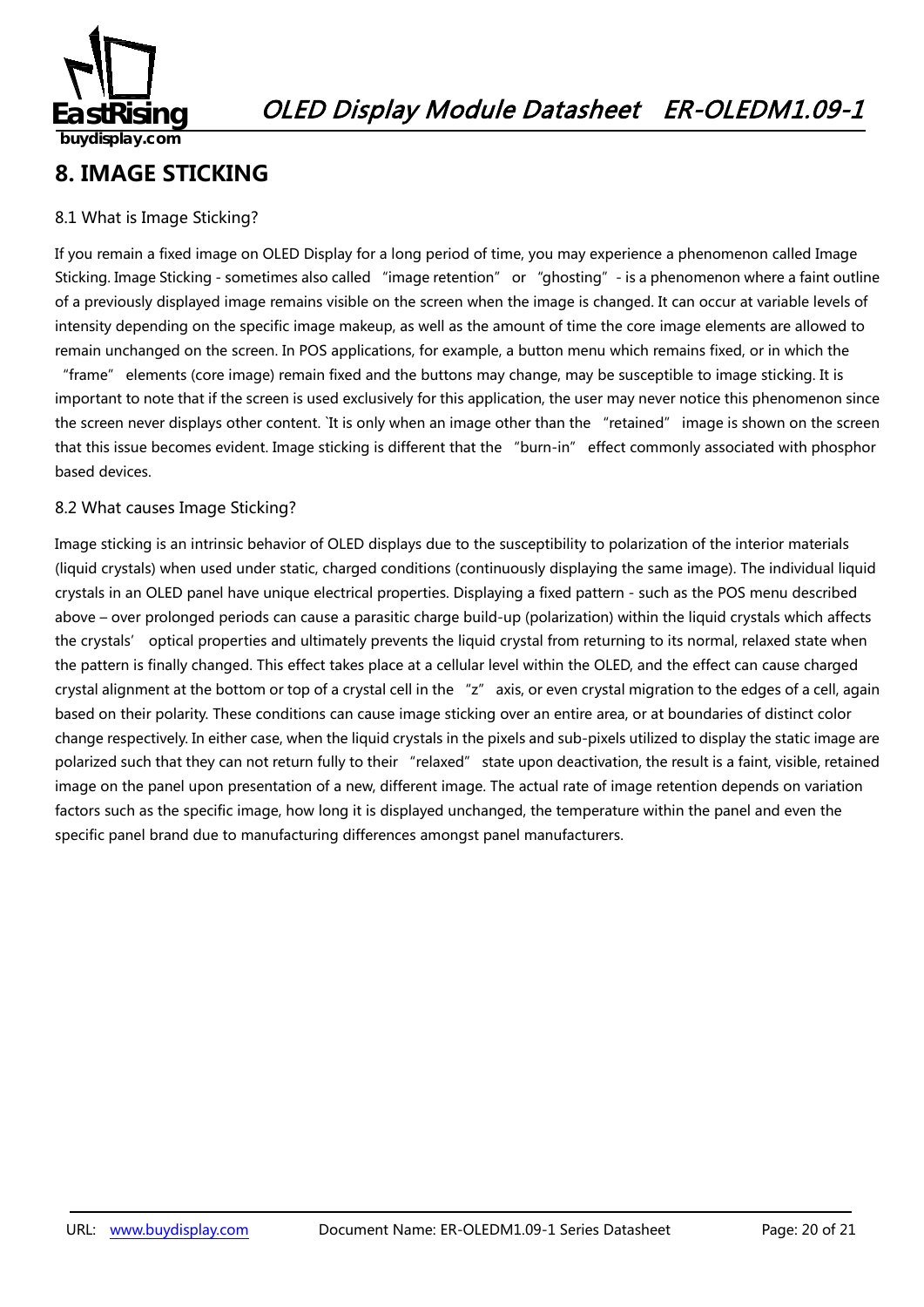# 8. IMAGE STICKING

## 8.1 What is Image Sticking?

If you remain a fixed image on OLED Display for a long period of time, you may experience a phenomenon called Image Sticking. Image Sticking - sometimes also called "image retention" or "ghosting" - is a phenomenon where a faint outline of a previously displayed image remains visible on the screen when the image is changed. It can occur at variable levels of intensity depending on the specific image makeup, as well as the amount of time the core image elements are allowed to remain unchanged on the screen. In POS applications, for example, a button menu which remains fixed, or in which the "frame" elements (core image) remain fixed and the buttons may change, may be susceptible to image sticking. It is important to note that if the screen is used exclusively for this application, the user may never notice this phenomenon since the screen never displays other content. `It is only when an image other than the "retained" image is shown on the screen that this issue becomes evident. Image sticking is different that the "burn-in" effect commonly associated with phosphor based devices.

## 8.2 What causes Image Sticking?

Image sticking is an intrinsic behavior of OLED displays due to the susceptibility to polarization of the interior materials (liquid crystals) when used under static, charged conditions (continuously displaying the same image). The individual liquid crystals in an OLED panel have unique electrical properties. Displaying a fixed pattern - such as the POS menu described above – over prolonged periods can cause a parasitic charge build-up (polarization) within the liquid crystals which affects the crystals' optical properties and ultimately prevents the liquid crystal from returning to its normal, relaxed state when the pattern is finally changed. This effect takes place at a cellular level within the OLED, and the effect can cause charged crystal alignment at the bottom or top of a crystal cell in the "z" axis, or even crystal migration to the edges of a cell, again based on their polarity. These conditions can cause image sticking over an entire area, or at boundaries of distinct color change respectively. In either case, when the liquid crystals in the pixels and sub-pixels utilized to display the static image are polarized such that they can not return fully to their "relaxed" state upon deactivation, the result is a faint, visible, retained image on the panel upon presentation of a new, different image. The actual rate of image retention depends on variation factors such as the specific image, how long it is displayed unchanged, the temperature within the panel and even the specific panel brand due to manufacturing differences amongst panel manufacturers.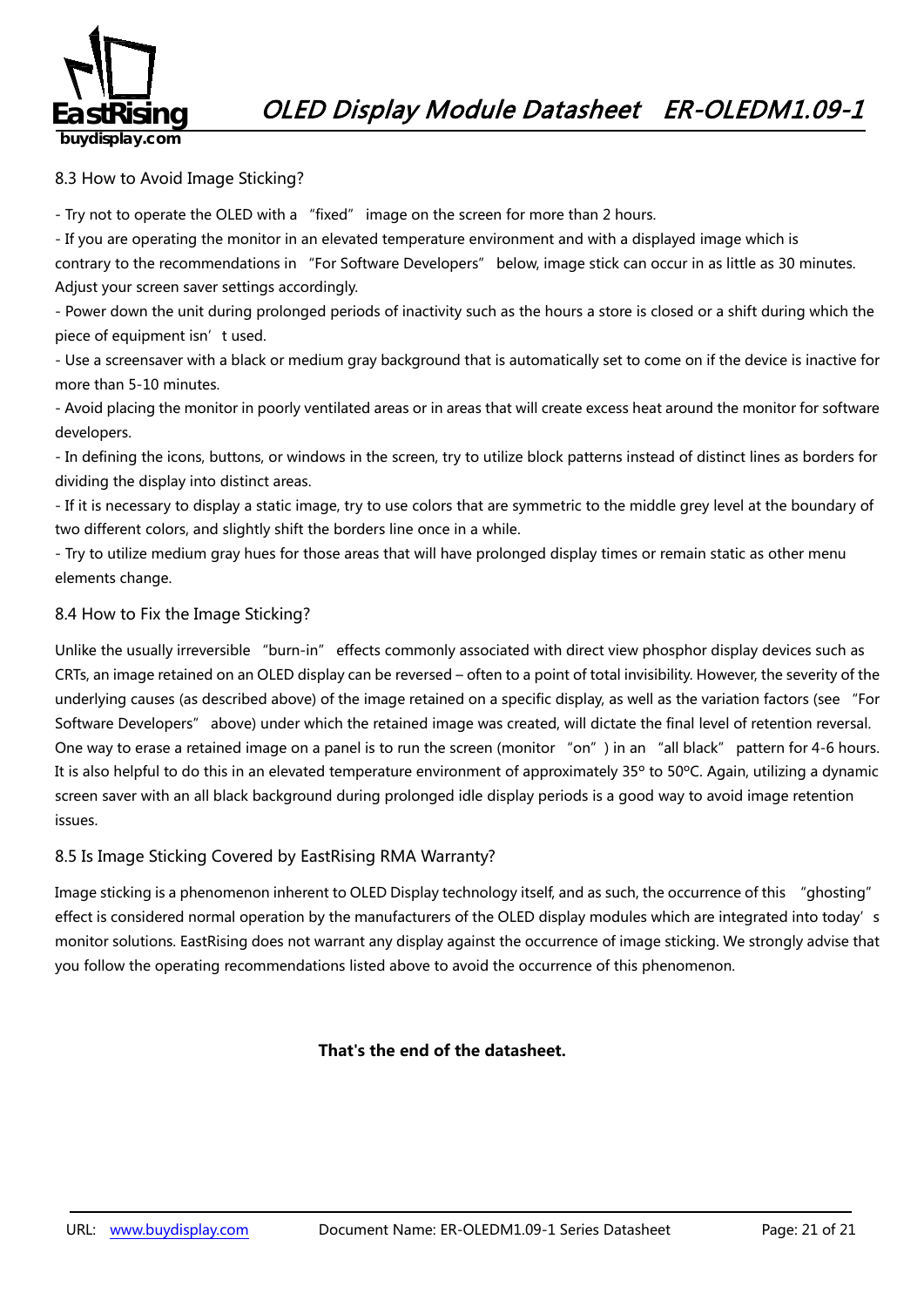### 8.3 How to Avoid Image Sticking?

- Try not to operate the OLED with a "fixed" image on the screen for more than 2 hours.
- If you are operating the monitor in an elevated temperature environment and with a displayed image which is contrary to the recommendations in "For Software Developers" below, image stick can occur in as little as 30 minutes. Adjust your screen saver settings accordingly.
- Power down the unit during prolonged periods of inactivity such as the hours a store is closed or a shift during which the piece of equipment isn't used.
- Use a screensaver with a black or medium gray background that is automatically set to come on if the device is inactive for more than 5-10 minutes.
- Avoid placing the monitor in poorly ventilated areas or in areas that will create excess heat around the monitor for software developers.
- In defining the icons, buttons, or windows in the screen, try to utilize block patterns instead of distinct lines as borders for dividing the display into distinct areas.
- If it is necessary to display a static image, try to use colors that are symmetric to the middle grey level at the boundary of two different colors, and slightly shift the borders line once in a while.
- Try to utilize medium gray hues for those areas that will have prolonged display times or remain static as other menu elements change.

### 8.4 How to Fix the Image Sticking?

Unlike the usually irreversible "burn-in" effects commonly associated with direct view phosphor display devices such as CRTs, an image retained on an OLED display can be reversed – often to a point of total invisibility. However, the severity of the underlying causes (as described above) of the image retained on a specific display, as well as the variation factors (see "For Software Developers" above) under which the retained image was created, will dictate the final level of retention reversal. One way to erase a retained image on a panel is to run the screen (monitor "on") in an "all black" pattern for 4-6 hours. It is also helpful to do this in an elevated temperature environment of approximately 35º to 50ºC. Again, utilizing a dynamic screen saver with an all black background during prolonged idle display periods is a good way to avoid image retention issues.

### 8.5 Is Image Sticking Covered by EastRising RMA Warranty?

Image sticking is a phenomenon inherent to OLED Display technology itself, and as such, the occurrence of this "ghosting" effect is considered normal operation by the manufacturers of the OLED display modules which are integrated into today's monitor solutions. EastRising does not warrant any display against the occurrence of image sticking. We strongly advise that you follow the operating recommendations listed above to avoid the occurrence of this phenomenon.

**That's the end of the datasheet.**